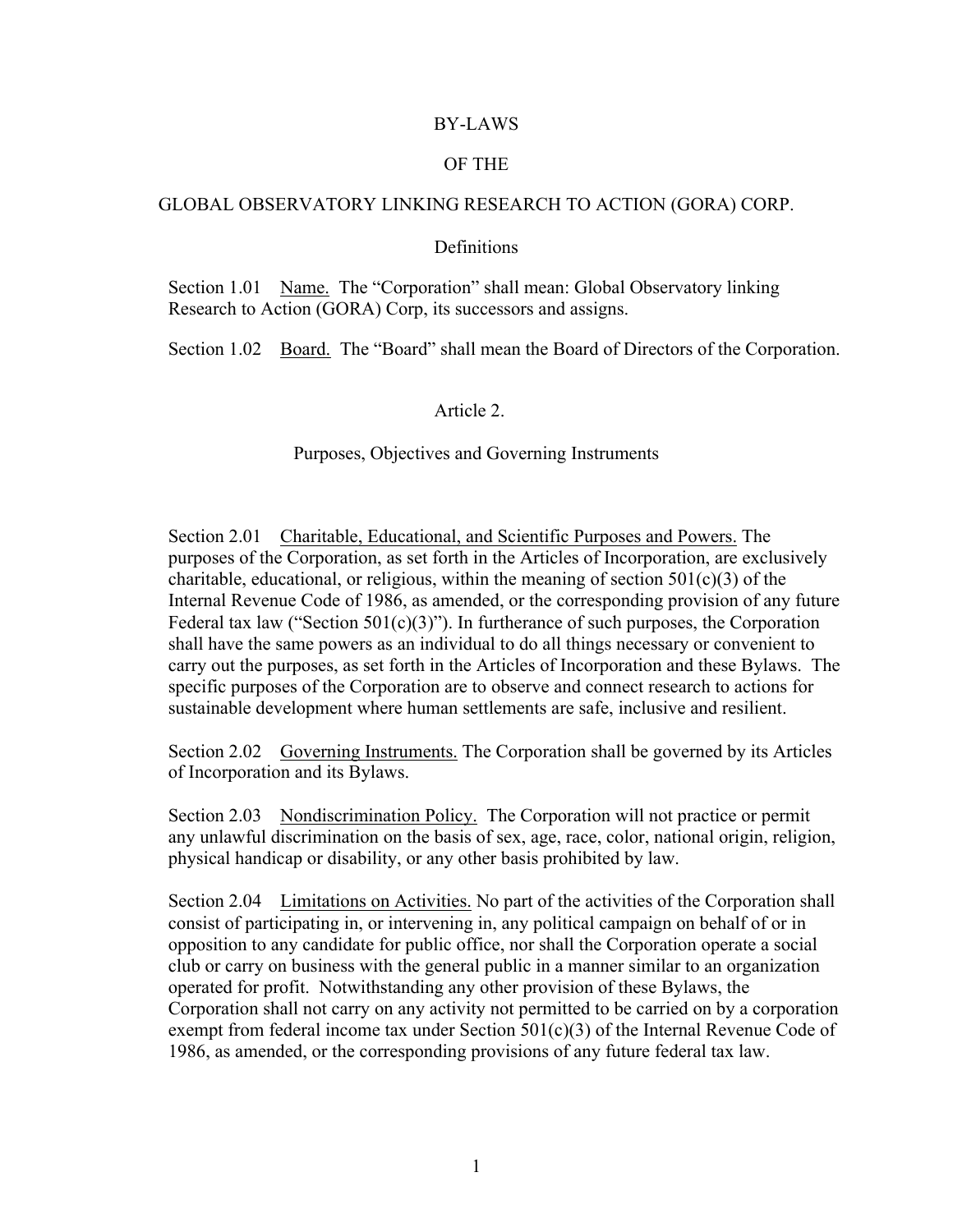# BY-LAWS

# OF THE

# GLOBAL OBSERVATORY LINKING RESEARCH TO ACTION (GORA) CORP.

## Definitions

Section 1.01 Name. The "Corporation" shall mean: Global Observatory linking Research to Action (GORA) Corp, its successors and assigns.

Section 1.02 Board. The "Board" shall mean the Board of Directors of the Corporation.

## Article 2.

## Purposes, Objectives and Governing Instruments

Section 2.01 Charitable, Educational, and Scientific Purposes and Powers. The purposes of the Corporation, as set forth in the Articles of Incorporation, are exclusively charitable, educational, or religious, within the meaning of section 501(c)(3) of the Internal Revenue Code of 1986, as amended, or the corresponding provision of any future Federal tax law ("Section 501(c)(3)"). In furtherance of such purposes, the Corporation shall have the same powers as an individual to do all things necessary or convenient to carry out the purposes, as set forth in the Articles of Incorporation and these Bylaws. The specific purposes of the Corporation are to observe and connect research to actions for sustainable development where human settlements are safe, inclusive and resilient.

Section 2.02 Governing Instruments. The Corporation shall be governed by its Articles of Incorporation and its Bylaws.

Section 2.03 Nondiscrimination Policy. The Corporation will not practice or permit any unlawful discrimination on the basis of sex, age, race, color, national origin, religion, physical handicap or disability, or any other basis prohibited by law.

Section 2.04 Limitations on Activities. No part of the activities of the Corporation shall consist of participating in, or intervening in, any political campaign on behalf of or in opposition to any candidate for public office, nor shall the Corporation operate a social club or carry on business with the general public in a manner similar to an organization operated for profit. Notwithstanding any other provision of these Bylaws, the Corporation shall not carry on any activity not permitted to be carried on by a corporation exempt from federal income tax under Section 501(c)(3) of the Internal Revenue Code of 1986, as amended, or the corresponding provisions of any future federal tax law.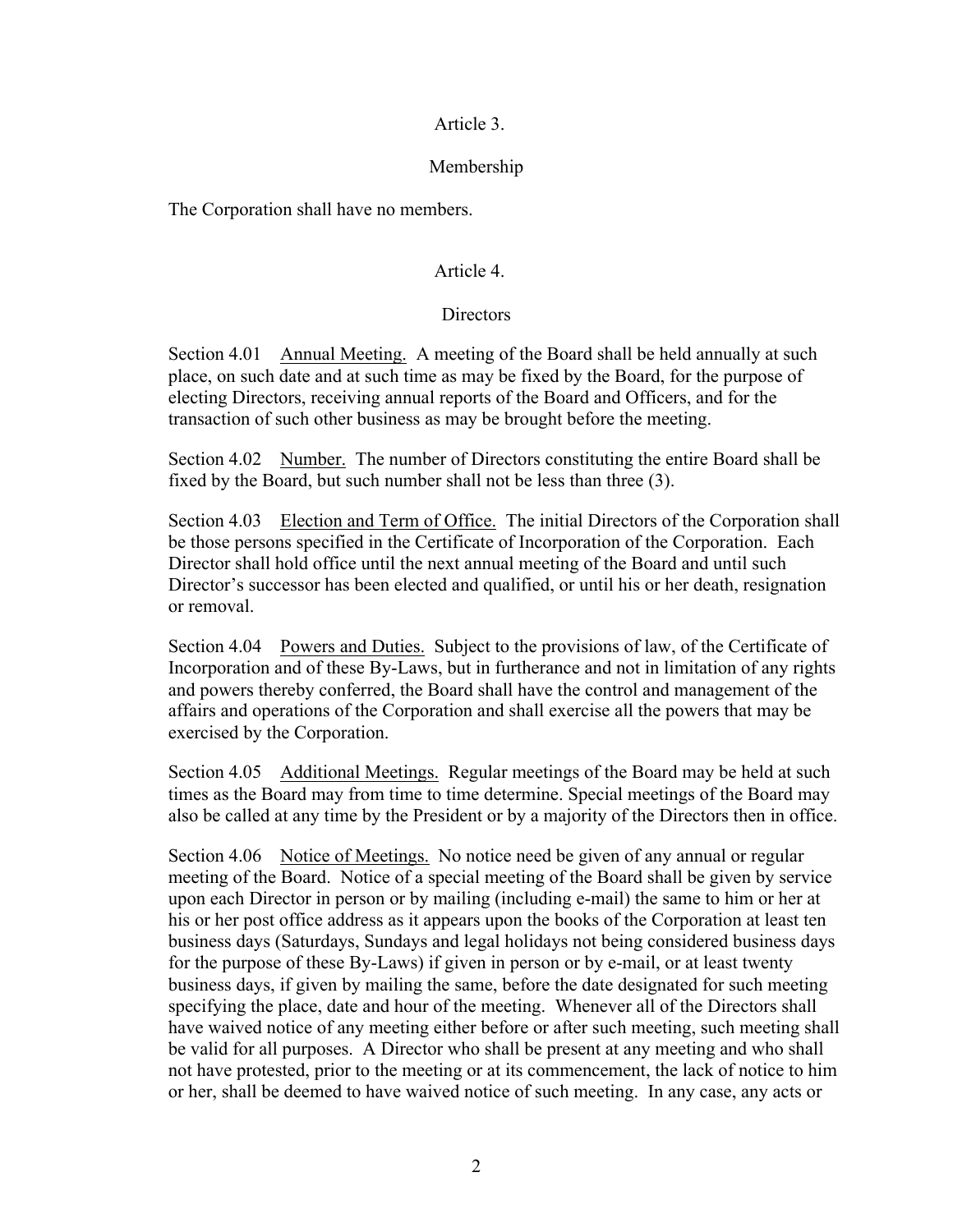## Article 3.

## Membership

The Corporation shall have no members.

## Article 4.

## Directors

Section 4.01 Annual Meeting. A meeting of the Board shall be held annually at such place, on such date and at such time as may be fixed by the Board, for the purpose of electing Directors, receiving annual reports of the Board and Officers, and for the transaction of such other business as may be brought before the meeting.

Section 4.02 Number. The number of Directors constituting the entire Board shall be fixed by the Board, but such number shall not be less than three (3).

Section 4.03 Election and Term of Office. The initial Directors of the Corporation shall be those persons specified in the Certificate of Incorporation of the Corporation. Each Director shall hold office until the next annual meeting of the Board and until such Director's successor has been elected and qualified, or until his or her death, resignation or removal.

Section 4.04 Powers and Duties. Subject to the provisions of law, of the Certificate of Incorporation and of these By-Laws, but in furtherance and not in limitation of any rights and powers thereby conferred, the Board shall have the control and management of the affairs and operations of the Corporation and shall exercise all the powers that may be exercised by the Corporation.

Section 4.05 Additional Meetings. Regular meetings of the Board may be held at such times as the Board may from time to time determine. Special meetings of the Board may also be called at any time by the President or by a majority of the Directors then in office.

Section 4.06 Notice of Meetings. No notice need be given of any annual or regular meeting of the Board. Notice of a special meeting of the Board shall be given by service upon each Director in person or by mailing (including e-mail) the same to him or her at his or her post office address as it appears upon the books of the Corporation at least ten business days (Saturdays, Sundays and legal holidays not being considered business days for the purpose of these By-Laws) if given in person or by e-mail, or at least twenty business days, if given by mailing the same, before the date designated for such meeting specifying the place, date and hour of the meeting. Whenever all of the Directors shall have waived notice of any meeting either before or after such meeting, such meeting shall be valid for all purposes. A Director who shall be present at any meeting and who shall not have protested, prior to the meeting or at its commencement, the lack of notice to him or her, shall be deemed to have waived notice of such meeting. In any case, any acts or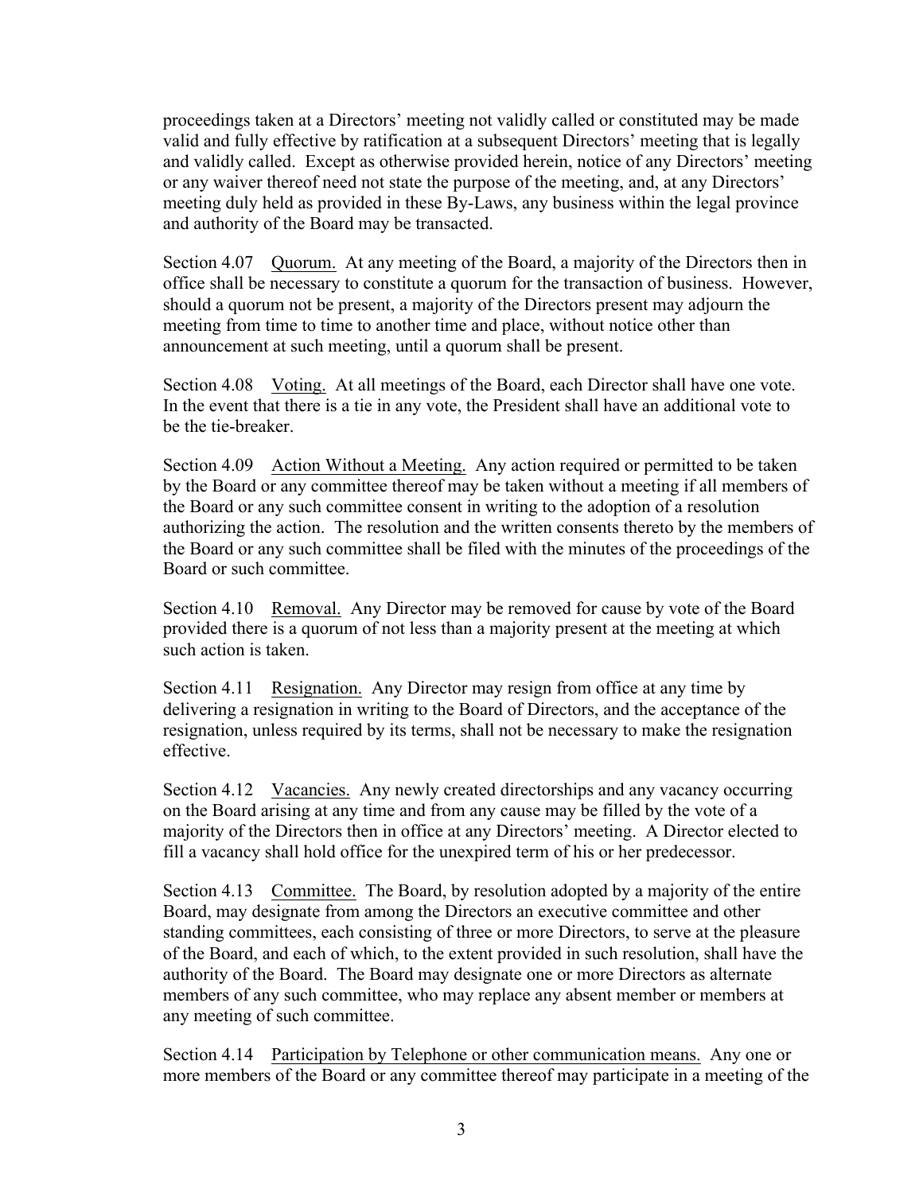proceedings taken at a Directors' meeting not validly called or constituted may be made valid and fully effective by ratification at a subsequent Directors' meeting that is legally and validly called. Except as otherwise provided herein, notice of any Directors' meeting or any waiver thereof need not state the purpose of the meeting, and, at any Directors' meeting duly held as provided in these By-Laws, any business within the legal province and authority of the Board may be transacted.

Section 4.07 Quorum. At any meeting of the Board, a majority of the Directors then in office shall be necessary to constitute a quorum for the transaction of business. However, should a quorum not be present, a majority of the Directors present may adjourn the meeting from time to time to another time and place, without notice other than announcement at such meeting, until a quorum shall be present.

Section 4.08 Voting. At all meetings of the Board, each Director shall have one vote. In the event that there is a tie in any vote, the President shall have an additional vote to be the tie-breaker.

Section 4.09 Action Without a Meeting. Any action required or permitted to be taken by the Board or any committee thereof may be taken without a meeting if all members of the Board or any such committee consent in writing to the adoption of a resolution authorizing the action. The resolution and the written consents thereto by the members of the Board or any such committee shall be filed with the minutes of the proceedings of the Board or such committee.

Section 4.10 Removal. Any Director may be removed for cause by vote of the Board provided there is a quorum of not less than a majority present at the meeting at which such action is taken.

Section 4.11 Resignation. Any Director may resign from office at any time by delivering a resignation in writing to the Board of Directors, and the acceptance of the resignation, unless required by its terms, shall not be necessary to make the resignation effective.

Section 4.12 Vacancies. Any newly created directorships and any vacancy occurring on the Board arising at any time and from any cause may be filled by the vote of a majority of the Directors then in office at any Directors' meeting. A Director elected to fill a vacancy shall hold office for the unexpired term of his or her predecessor.

Section 4.13 Committee. The Board, by resolution adopted by a majority of the entire Board, may designate from among the Directors an executive committee and other standing committees, each consisting of three or more Directors, to serve at the pleasure of the Board, and each of which, to the extent provided in such resolution, shall have the authority of the Board. The Board may designate one or more Directors as alternate members of any such committee, who may replace any absent member or members at any meeting of such committee.

Section 4.14 Participation by Telephone or other communication means. Any one or more members of the Board or any committee thereof may participate in a meeting of the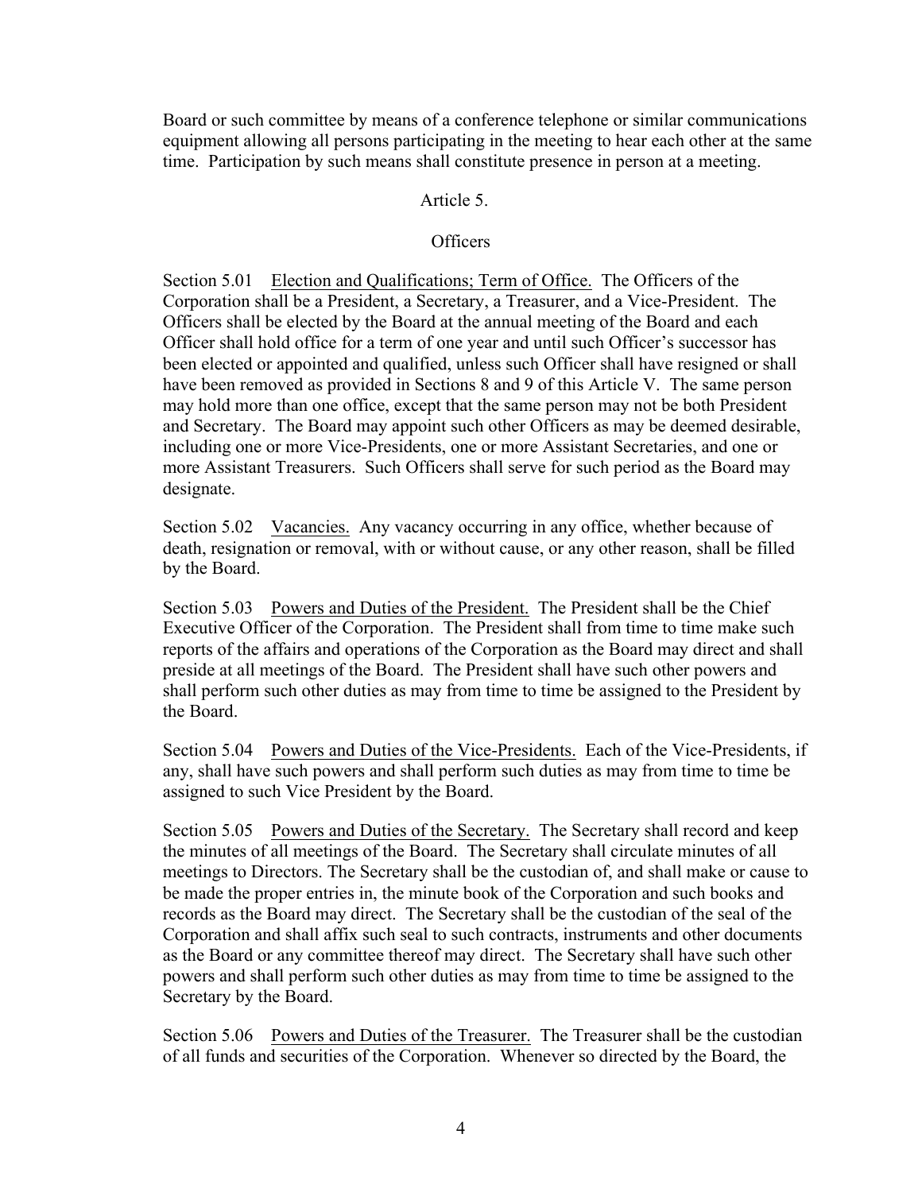Board or such committee by means of a conference telephone or similar communications equipment allowing all persons participating in the meeting to hear each other at the same time. Participation by such means shall constitute presence in person at a meeting.

## Article 5.

## Officers

Section 5.01 Election and Qualifications; Term of Office. The Officers of the Corporation shall be a President, a Secretary, a Treasurer, and a Vice-President. The Officers shall be elected by the Board at the annual meeting of the Board and each Officer shall hold office for a term of one year and until such Officer's successor has been elected or appointed and qualified, unless such Officer shall have resigned or shall have been removed as provided in Sections 8 and 9 of this Article V. The same person may hold more than one office, except that the same person may not be both President and Secretary. The Board may appoint such other Officers as may be deemed desirable, including one or more Vice-Presidents, one or more Assistant Secretaries, and one or more Assistant Treasurers. Such Officers shall serve for such period as the Board may designate.

Section 5.02 Vacancies. Any vacancy occurring in any office, whether because of death, resignation or removal, with or without cause, or any other reason, shall be filled by the Board.

Section 5.03 Powers and Duties of the President. The President shall be the Chief Executive Officer of the Corporation. The President shall from time to time make such reports of the affairs and operations of the Corporation as the Board may direct and shall preside at all meetings of the Board. The President shall have such other powers and shall perform such other duties as may from time to time be assigned to the President by the Board.

Section 5.04 Powers and Duties of the Vice-Presidents. Each of the Vice-Presidents, if any, shall have such powers and shall perform such duties as may from time to time be assigned to such Vice President by the Board.

Section 5.05 Powers and Duties of the Secretary. The Secretary shall record and keep the minutes of all meetings of the Board. The Secretary shall circulate minutes of all meetings to Directors. The Secretary shall be the custodian of, and shall make or cause to be made the proper entries in, the minute book of the Corporation and such books and records as the Board may direct. The Secretary shall be the custodian of the seal of the Corporation and shall affix such seal to such contracts, instruments and other documents as the Board or any committee thereof may direct. The Secretary shall have such other powers and shall perform such other duties as may from time to time be assigned to the Secretary by the Board.

Section 5.06 Powers and Duties of the Treasurer. The Treasurer shall be the custodian of all funds and securities of the Corporation. Whenever so directed by the Board, the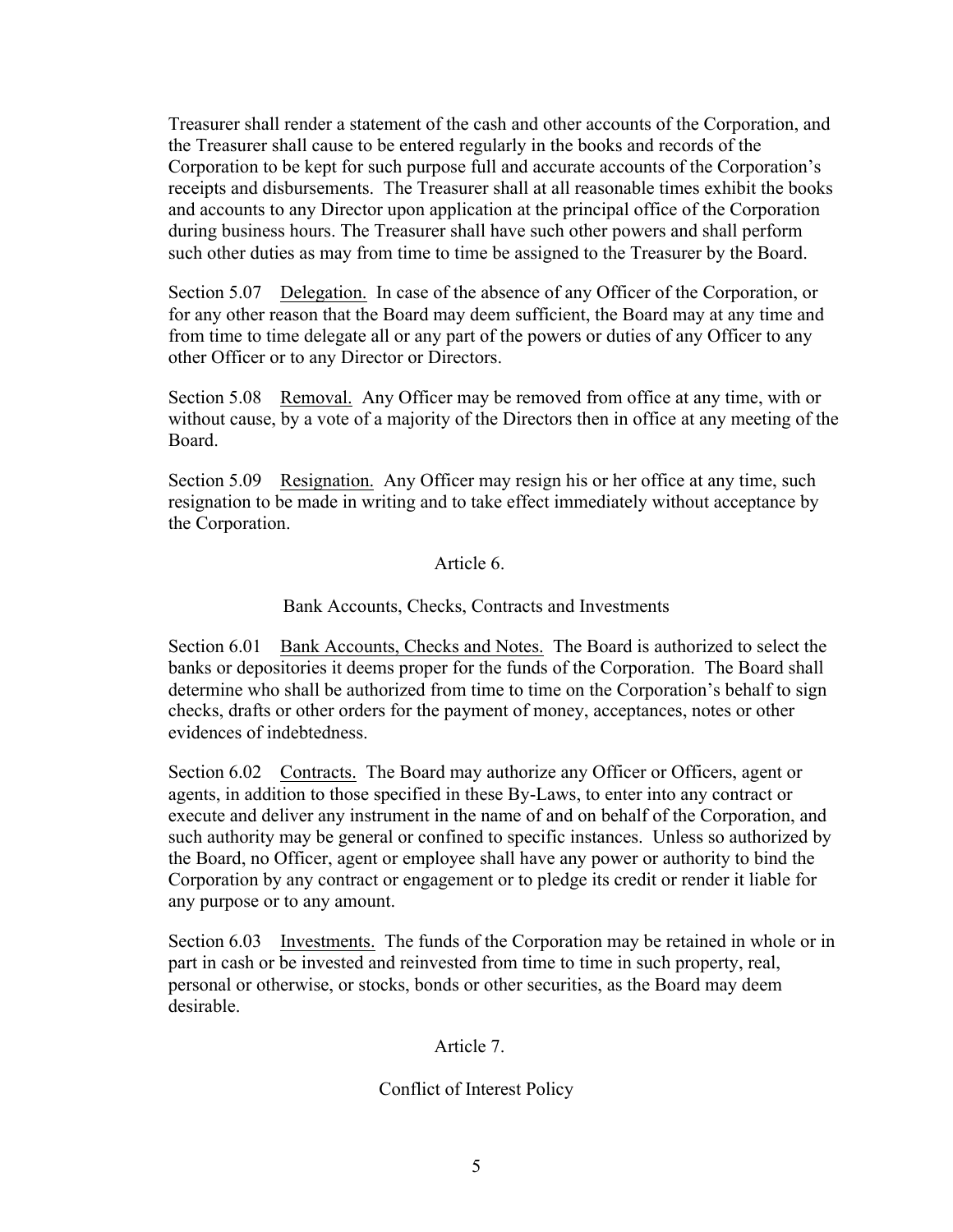Treasurer shall render a statement of the cash and other accounts of the Corporation, and the Treasurer shall cause to be entered regularly in the books and records of the Corporation to be kept for such purpose full and accurate accounts of the Corporation's receipts and disbursements. The Treasurer shall at all reasonable times exhibit the books and accounts to any Director upon application at the principal office of the Corporation during business hours. The Treasurer shall have such other powers and shall perform such other duties as may from time to time be assigned to the Treasurer by the Board.

Section 5.07 Delegation. In case of the absence of any Officer of the Corporation, or for any other reason that the Board may deem sufficient, the Board may at any time and from time to time delegate all or any part of the powers or duties of any Officer to any other Officer or to any Director or Directors.

Section 5.08 Removal. Any Officer may be removed from office at any time, with or without cause, by a vote of a majority of the Directors then in office at any meeting of the Board.

Section 5.09 Resignation. Any Officer may resign his or her office at any time, such resignation to be made in writing and to take effect immediately without acceptance by the Corporation.

## Article 6.

## Bank Accounts, Checks, Contracts and Investments

Section 6.01 Bank Accounts, Checks and Notes. The Board is authorized to select the banks or depositories it deems proper for the funds of the Corporation. The Board shall determine who shall be authorized from time to time on the Corporation's behalf to sign checks, drafts or other orders for the payment of money, acceptances, notes or other evidences of indebtedness.

Section 6.02 Contracts. The Board may authorize any Officer or Officers, agent or agents, in addition to those specified in these By-Laws, to enter into any contract or execute and deliver any instrument in the name of and on behalf of the Corporation, and such authority may be general or confined to specific instances. Unless so authorized by the Board, no Officer, agent or employee shall have any power or authority to bind the Corporation by any contract or engagement or to pledge its credit or render it liable for any purpose or to any amount.

Section 6.03 Investments. The funds of the Corporation may be retained in whole or in part in cash or be invested and reinvested from time to time in such property, real, personal or otherwise, or stocks, bonds or other securities, as the Board may deem desirable.

## Article 7.

## Conflict of Interest Policy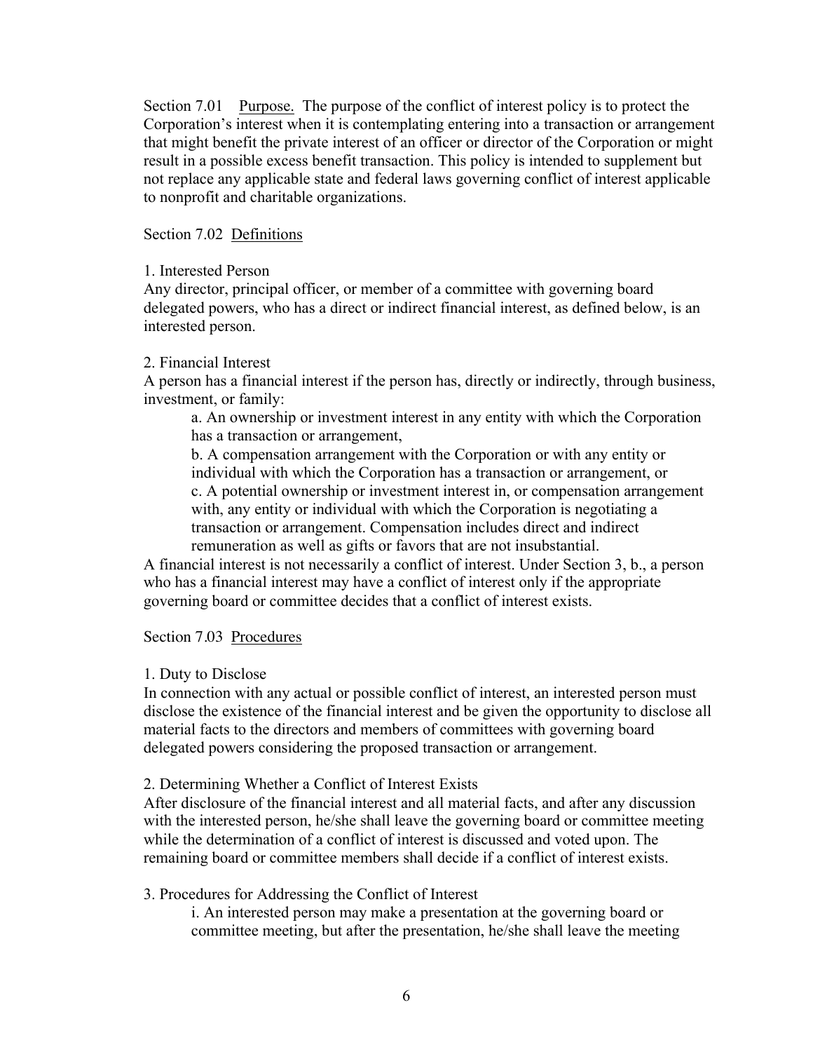Section 7.01 Purpose. The purpose of the conflict of interest policy is to protect the Corporation's interest when it is contemplating entering into a transaction or arrangement that might benefit the private interest of an officer or director of the Corporation or might result in a possible excess benefit transaction. This policy is intended to supplement but not replace any applicable state and federal laws governing conflict of interest applicable to nonprofit and charitable organizations.

Section 7.02 Definitions

1. Interested Person
Any director, principal officer, or member of a committee with governing board delegated powers, who has a direct or indirect financial interest, as defined below, is an interested person.

2. Financial Interest
A person has a financial interest if the person has, directly or indirectly, through business, investment, or family:

a. An ownership or investment interest in any entity with which the Corporation has a transaction or arrangement,
b. A compensation arrangement with the Corporation or with any entity or individual with which the Corporation has a transaction or arrangement, or
c. A potential ownership or investment interest in, or compensation arrangement with, any entity or individual with which the Corporation is negotiating a transaction or arrangement. Compensation includes direct and indirect remuneration as well as gifts or favors that are not insubstantial.

A financial interest is not necessarily a conflict of interest. Under Section 3, b., a person who has a financial interest may have a conflict of interest only if the appropriate governing board or committee decides that a conflict of interest exists.

Section 7.03 Procedures

1. Duty to Disclose
In connection with any actual or possible conflict of interest, an interested person must disclose the existence of the financial interest and be given the opportunity to disclose all material facts to the directors and members of committees with governing board delegated powers considering the proposed transaction or arrangement.

2. Determining Whether a Conflict of Interest Exists
After disclosure of the financial interest and all material facts, and after any discussion with the interested person, he/she shall leave the governing board or committee meeting while the determination of a conflict of interest is discussed and voted upon. The remaining board or committee members shall decide if a conflict of interest exists.

3. Procedures for Addressing the Conflict of Interest

i. An interested person may make a presentation at the governing board or committee meeting, but after the presentation, he/she shall leave the meeting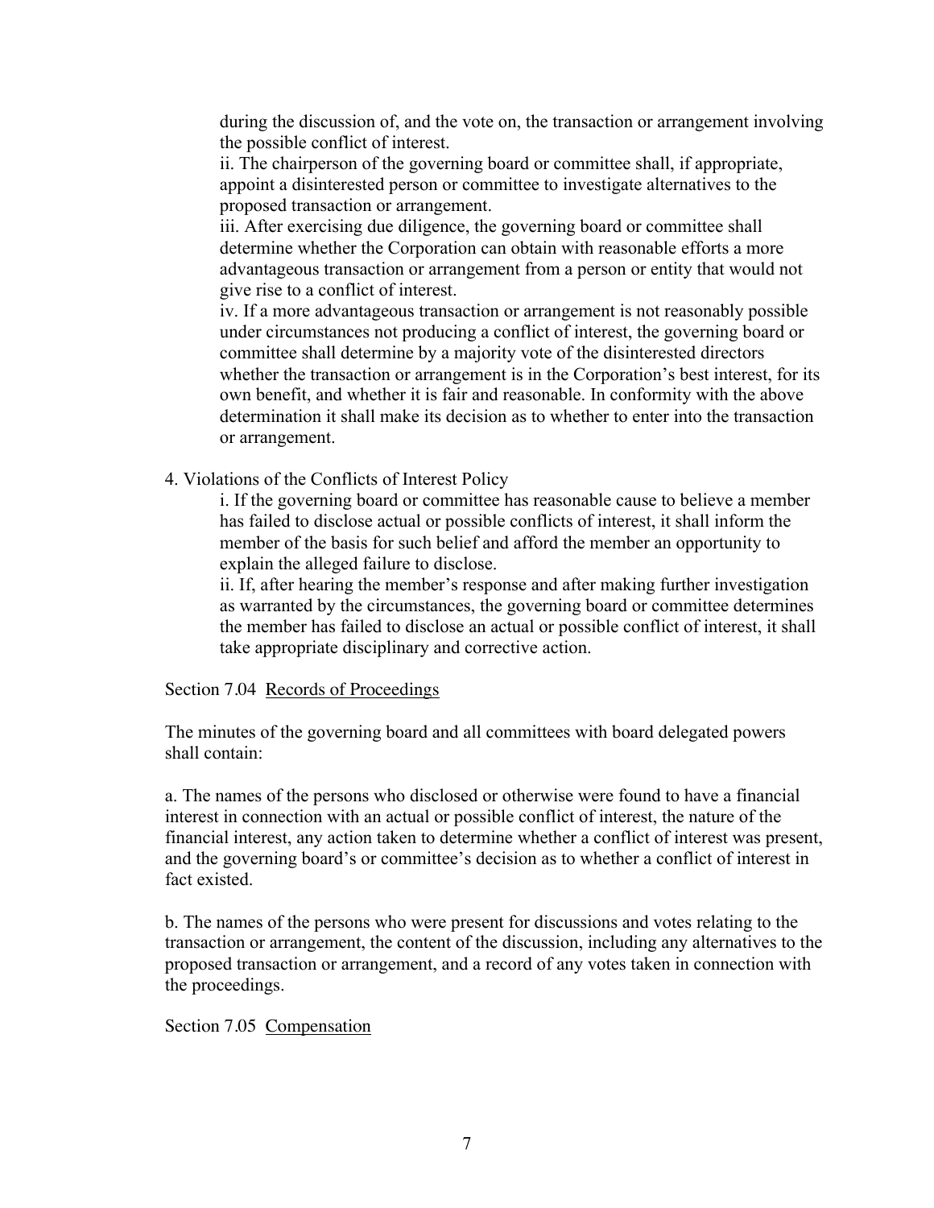during the discussion of, and the vote on, the transaction or arrangement involving the possible conflict of interest.

ii. The chairperson of the governing board or committee shall, if appropriate, appoint a disinterested person or committee to investigate alternatives to the proposed transaction or arrangement.

iii. After exercising due diligence, the governing board or committee shall determine whether the Corporation can obtain with reasonable efforts a more advantageous transaction or arrangement from a person or entity that would not give rise to a conflict of interest.

iv. If a more advantageous transaction or arrangement is not reasonably possible under circumstances not producing a conflict of interest, the governing board or committee shall determine by a majority vote of the disinterested directors whether the transaction or arrangement is in the Corporation's best interest, for its own benefit, and whether it is fair and reasonable. In conformity with the above determination it shall make its decision as to whether to enter into the transaction or arrangement.

4. Violations of the Conflicts of Interest Policy

i. If the governing board or committee has reasonable cause to believe a member has failed to disclose actual or possible conflicts of interest, it shall inform the member of the basis for such belief and afford the member an opportunity to explain the alleged failure to disclose.

ii. If, after hearing the member's response and after making further investigation as warranted by the circumstances, the governing board or committee determines the member has failed to disclose an actual or possible conflict of interest, it shall take appropriate disciplinary and corrective action.

Section 7.04 Records of Proceedings

The minutes of the governing board and all committees with board delegated powers shall contain:

a. The names of the persons who disclosed or otherwise were found to have a financial interest in connection with an actual or possible conflict of interest, the nature of the financial interest, any action taken to determine whether a conflict of interest was present, and the governing board's or committee's decision as to whether a conflict of interest in fact existed.

b. The names of the persons who were present for discussions and votes relating to the transaction or arrangement, the content of the discussion, including any alternatives to the proposed transaction or arrangement, and a record of any votes taken in connection with the proceedings.

Section 7.05 Compensation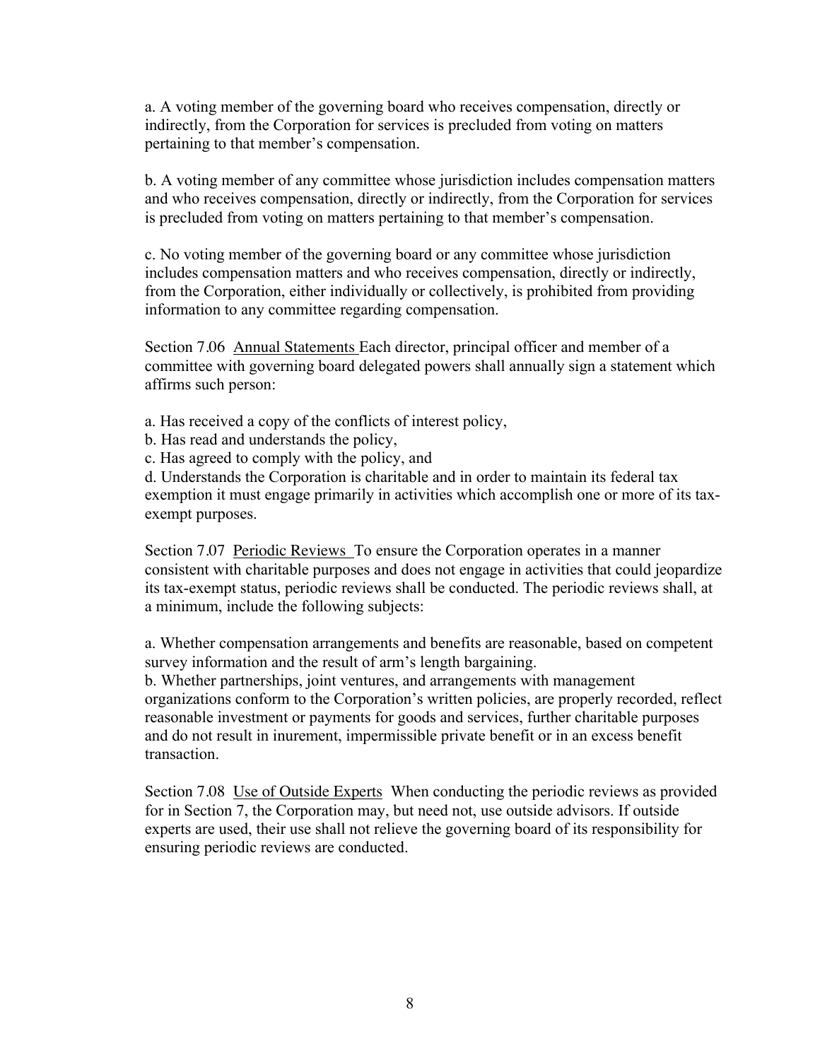a. A voting member of the governing board who receives compensation, directly or indirectly, from the Corporation for services is precluded from voting on matters pertaining to that member's compensation.

b. A voting member of any committee whose jurisdiction includes compensation matters and who receives compensation, directly or indirectly, from the Corporation for services is precluded from voting on matters pertaining to that member's compensation.

c. No voting member of the governing board or any committee whose jurisdiction includes compensation matters and who receives compensation, directly or indirectly, from the Corporation, either individually or collectively, is prohibited from providing information to any committee regarding compensation.

Section 7.06 <u>Annual Statements</u> Each director, principal officer and member of a committee with governing board delegated powers shall annually sign a statement which affirms such person:

a. Has received a copy of the conflicts of interest policy,
b. Has read and understands the policy,
c. Has agreed to comply with the policy, and
d. Understands the Corporation is charitable and in order to maintain its federal tax exemption it must engage primarily in activities which accomplish one or more of its tax-exempt purposes.

Section 7.07 <u>Periodic Reviews</u> To ensure the Corporation operates in a manner consistent with charitable purposes and does not engage in activities that could jeopardize its tax-exempt status, periodic reviews shall be conducted. The periodic reviews shall, at a minimum, include the following subjects:

a. Whether compensation arrangements and benefits are reasonable, based on competent survey information and the result of arm's length bargaining.
b. Whether partnerships, joint ventures, and arrangements with management organizations conform to the Corporation's written policies, are properly recorded, reflect reasonable investment or payments for goods and services, further charitable purposes and do not result in inurement, impermissible private benefit or in an excess benefit transaction.

Section 7.08 <u>Use of Outside Experts</u> When conducting the periodic reviews as provided for in Section 7, the Corporation may, but need not, use outside advisors. If outside experts are used, their use shall not relieve the governing board of its responsibility for ensuring periodic reviews are conducted.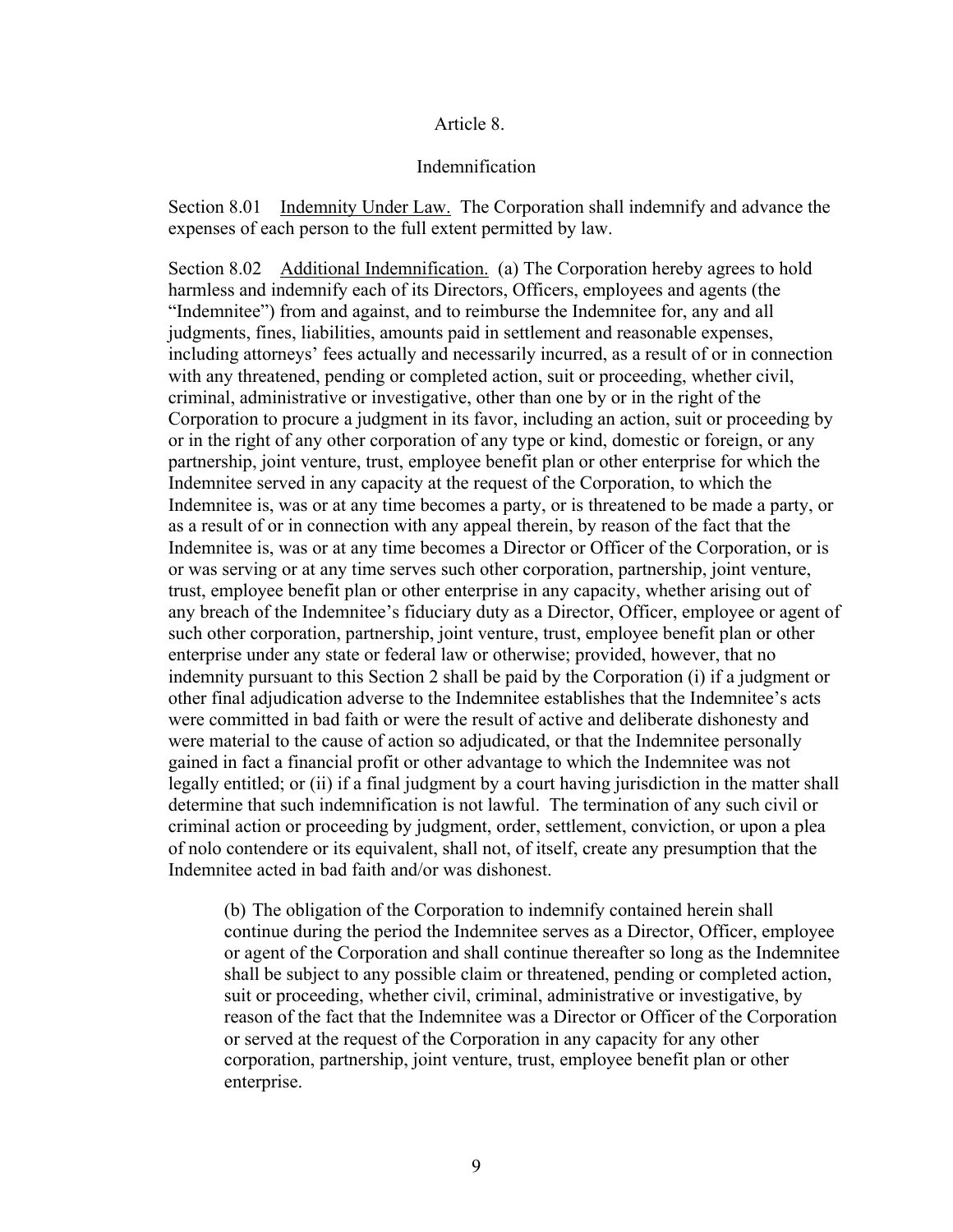# Article 8.

## Indemnification

Section 8.01 Indemnity Under Law. The Corporation shall indemnify and advance the expenses of each person to the full extent permitted by law.

Section 8.02 Additional Indemnification. (a) The Corporation hereby agrees to hold harmless and indemnify each of its Directors, Officers, employees and agents (the "Indemnitee") from and against, and to reimburse the Indemnitee for, any and all judgments, fines, liabilities, amounts paid in settlement and reasonable expenses, including attorneys' fees actually and necessarily incurred, as a result of or in connection with any threatened, pending or completed action, suit or proceeding, whether civil, criminal, administrative or investigative, other than one by or in the right of the Corporation to procure a judgment in its favor, including an action, suit or proceeding by or in the right of any other corporation of any type or kind, domestic or foreign, or any partnership, joint venture, trust, employee benefit plan or other enterprise for which the Indemnitee served in any capacity at the request of the Corporation, to which the Indemnitee is, was or at any time becomes a party, or is threatened to be made a party, or as a result of or in connection with any appeal therein, by reason of the fact that the Indemnitee is, was or at any time becomes a Director or Officer of the Corporation, or is or was serving or at any time serves such other corporation, partnership, joint venture, trust, employee benefit plan or other enterprise in any capacity, whether arising out of any breach of the Indemnitee's fiduciary duty as a Director, Officer, employee or agent of such other corporation, partnership, joint venture, trust, employee benefit plan or other enterprise under any state or federal law or otherwise; provided, however, that no indemnity pursuant to this Section 2 shall be paid by the Corporation (i) if a judgment or other final adjudication adverse to the Indemnitee establishes that the Indemnitee's acts were committed in bad faith or were the result of active and deliberate dishonesty and were material to the cause of action so adjudicated, or that the Indemnitee personally gained in fact a financial profit or other advantage to which the Indemnitee was not legally entitled; or (ii) if a final judgment by a court having jurisdiction in the matter shall determine that such indemnification is not lawful. The termination of any such civil or criminal action or proceeding by judgment, order, settlement, conviction, or upon a plea of nolo contendere or its equivalent, shall not, of itself, create any presumption that the Indemnitee acted in bad faith and/or was dishonest.

(b) The obligation of the Corporation to indemnify contained herein shall continue during the period the Indemnitee serves as a Director, Officer, employee or agent of the Corporation and shall continue thereafter so long as the Indemnitee shall be subject to any possible claim or threatened, pending or completed action, suit or proceeding, whether civil, criminal, administrative or investigative, by reason of the fact that the Indemnitee was a Director or Officer of the Corporation or served at the request of the Corporation in any capacity for any other corporation, partnership, joint venture, trust, employee benefit plan or other enterprise.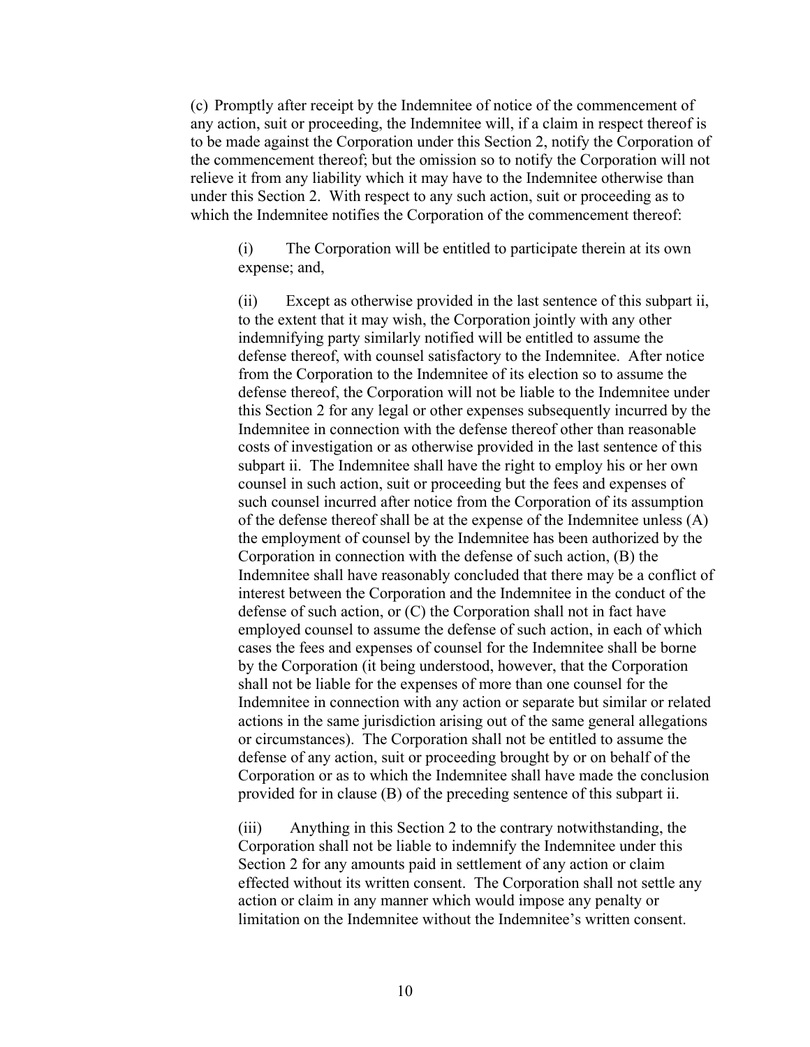(c) Promptly after receipt by the Indemnitee of notice of the commencement of any action, suit or proceeding, the Indemnitee will, if a claim in respect thereof is to be made against the Corporation under this Section 2, notify the Corporation of the commencement thereof; but the omission so to notify the Corporation will not relieve it from any liability which it may have to the Indemnitee otherwise than under this Section 2. With respect to any such action, suit or proceeding as to which the Indemnitee notifies the Corporation of the commencement thereof:

(i) The Corporation will be entitled to participate therein at its own expense; and,

(ii) Except as otherwise provided in the last sentence of this subpart ii, to the extent that it may wish, the Corporation jointly with any other indemnifying party similarly notified will be entitled to assume the defense thereof, with counsel satisfactory to the Indemnitee. After notice from the Corporation to the Indemnitee of its election so to assume the defense thereof, the Corporation will not be liable to the Indemnitee under this Section 2 for any legal or other expenses subsequently incurred by the Indemnitee in connection with the defense thereof other than reasonable costs of investigation or as otherwise provided in the last sentence of this subpart ii. The Indemnitee shall have the right to employ his or her own counsel in such action, suit or proceeding but the fees and expenses of such counsel incurred after notice from the Corporation of its assumption of the defense thereof shall be at the expense of the Indemnitee unless (A) the employment of counsel by the Indemnitee has been authorized by the Corporation in connection with the defense of such action, (B) the Indemnitee shall have reasonably concluded that there may be a conflict of interest between the Corporation and the Indemnitee in the conduct of the defense of such action, or (C) the Corporation shall not in fact have employed counsel to assume the defense of such action, in each of which cases the fees and expenses of counsel for the Indemnitee shall be borne by the Corporation (it being understood, however, that the Corporation shall not be liable for the expenses of more than one counsel for the Indemnitee in connection with any action or separate but similar or related actions in the same jurisdiction arising out of the same general allegations or circumstances). The Corporation shall not be entitled to assume the defense of any action, suit or proceeding brought by or on behalf of the Corporation or as to which the Indemnitee shall have made the conclusion provided for in clause (B) of the preceding sentence of this subpart ii.

(iii) Anything in this Section 2 to the contrary notwithstanding, the Corporation shall not be liable to indemnify the Indemnitee under this Section 2 for any amounts paid in settlement of any action or claim effected without its written consent. The Corporation shall not settle any action or claim in any manner which would impose any penalty or limitation on the Indemnitee without the Indemnitee's written consent.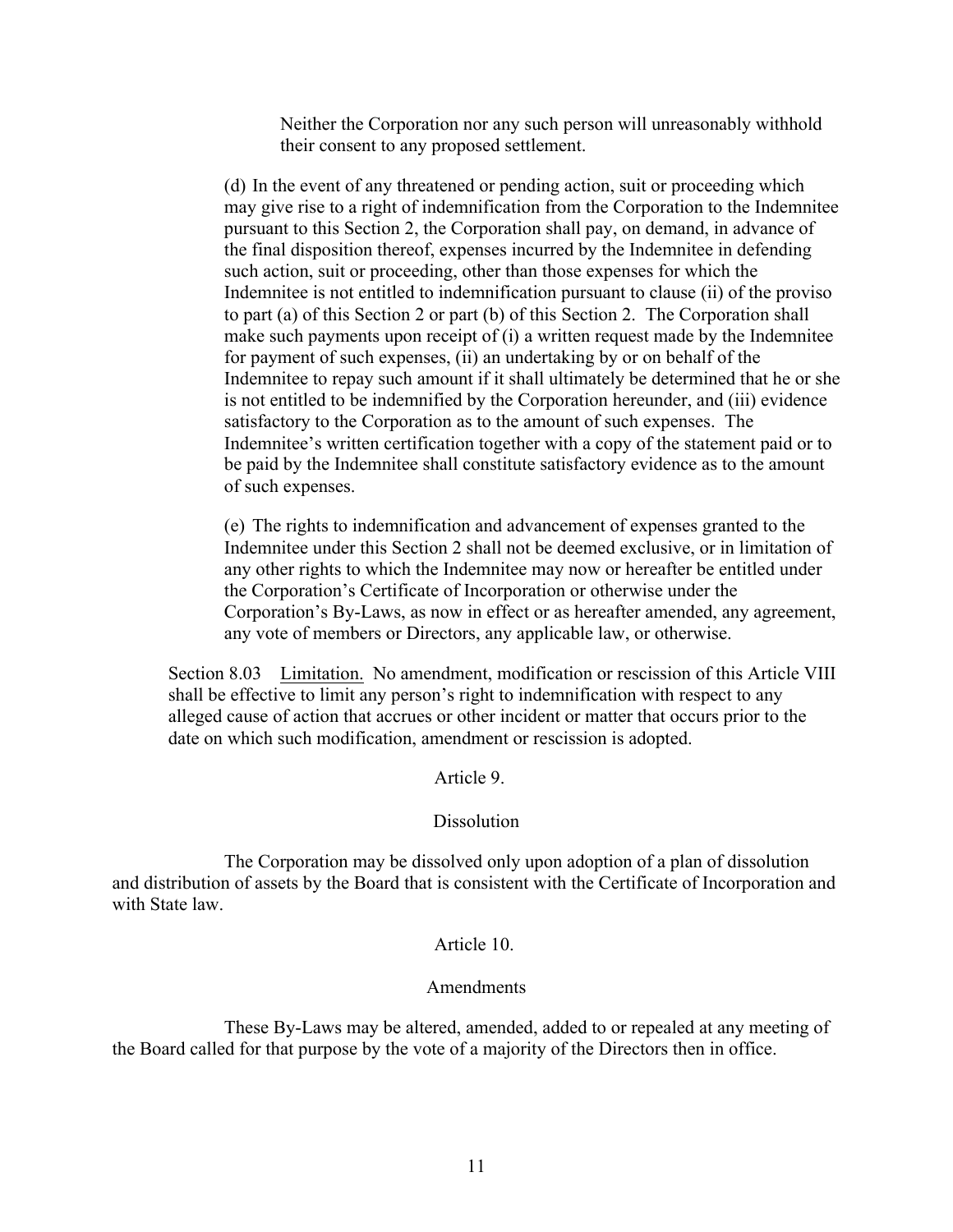Neither the Corporation nor any such person will unreasonably withhold their consent to any proposed settlement.

(d) In the event of any threatened or pending action, suit or proceeding which may give rise to a right of indemnification from the Corporation to the Indemnitee pursuant to this Section 2, the Corporation shall pay, on demand, in advance of the final disposition thereof, expenses incurred by the Indemnitee in defending such action, suit or proceeding, other than those expenses for which the Indemnitee is not entitled to indemnification pursuant to clause (ii) of the proviso to part (a) of this Section 2 or part (b) of this Section 2. The Corporation shall make such payments upon receipt of (i) a written request made by the Indemnitee for payment of such expenses, (ii) an undertaking by or on behalf of the Indemnitee to repay such amount if it shall ultimately be determined that he or she is not entitled to be indemnified by the Corporation hereunder, and (iii) evidence satisfactory to the Corporation as to the amount of such expenses. The Indemnitee's written certification together with a copy of the statement paid or to be paid by the Indemnitee shall constitute satisfactory evidence as to the amount of such expenses.

(e) The rights to indemnification and advancement of expenses granted to the Indemnitee under this Section 2 shall not be deemed exclusive, or in limitation of any other rights to which the Indemnitee may now or hereafter be entitled under the Corporation's Certificate of Incorporation or otherwise under the Corporation's By-Laws, as now in effect or as hereafter amended, any agreement, any vote of members or Directors, any applicable law, or otherwise.

Section 8.03 Limitation. No amendment, modification or rescission of this Article VIII shall be effective to limit any person's right to indemnification with respect to any alleged cause of action that accrues or other incident or matter that occurs prior to the date on which such modification, amendment or rescission is adopted.

## Article 9.

## Dissolution

The Corporation may be dissolved only upon adoption of a plan of dissolution and distribution of assets by the Board that is consistent with the Certificate of Incorporation and with State law.

## Article 10.

## Amendments

These By-Laws may be altered, amended, added to or repealed at any meeting of the Board called for that purpose by the vote of a majority of the Directors then in office.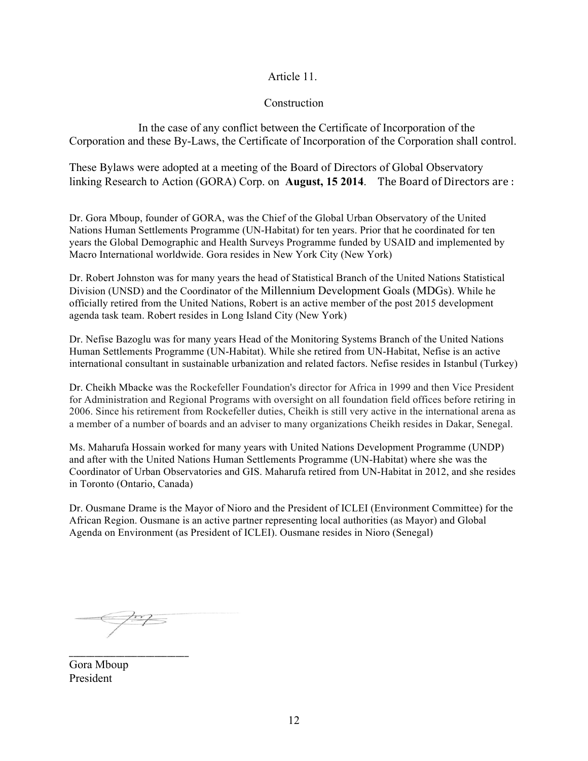## Article 11.

## Construction

In the case of any conflict between the Certificate of Incorporation of the Corporation and these By-Laws, the Certificate of Incorporation of the Corporation shall control.

These Bylaws were adopted at a meeting of the Board of Directors of Global Observatory linking Research to Action (GORA) Corp. on **August, 15 2014**. The Board of Directors are :

Dr. Gora Mboup, founder of GORA, was the Chief of the Global Urban Observatory of the United Nations Human Settlements Programme (UN-Habitat) for ten years. Prior that he coordinated for ten years the Global Demographic and Health Surveys Programme funded by USAID and implemented by Macro International worldwide. Gora resides in New York City (New York)

Dr. Robert Johnston was for many years the head of Statistical Branch of the United Nations Statistical Division (UNSD) and the Coordinator of the Millennium Development Goals (MDGs). While he officially retired from the United Nations, Robert is an active member of the post 2015 development agenda task team. Robert resides in Long Island City (New York)

Dr. Nefise Bazoglu was for many years Head of the Monitoring Systems Branch of the United Nations Human Settlements Programme (UN-Habitat). While she retired from UN-Habitat, Nefise is an active international consultant in sustainable urbanization and related factors. Nefise resides in Istanbul (Turkey)

Dr. Cheikh Mbacke was the Rockefeller Foundation's director for Africa in 1999 and then Vice President for Administration and Regional Programs with oversight on all foundation field offices before retiring in 2006. Since his retirement from Rockefeller duties, Cheikh is still very active in the international arena as a member of a number of boards and an adviser to many organizations Cheikh resides in Dakar, Senegal.

Ms. Maharufa Hossain worked for many years with United Nations Development Programme (UNDP) and after with the United Nations Human Settlements Programme (UN-Habitat) where she was the Coordinator of Urban Observatories and GIS. Maharufa retired from UN-Habitat in 2012, and she resides in Toronto (Ontario, Canada)

Dr. Ousmane Drame is the Mayor of Nioro and the President of ICLEI (Environment Committee) for the African Region. Ousmane is an active partner representing local authorities (as Mayor) and Global Agenda on Environment (as President of ICLEI). Ousmane resides in Nioro (Senegal)

\_\_\_\_\_\_\_\_\_\_\_\_\_\_\_\_\_\_\_\_

Gora Mboup
President